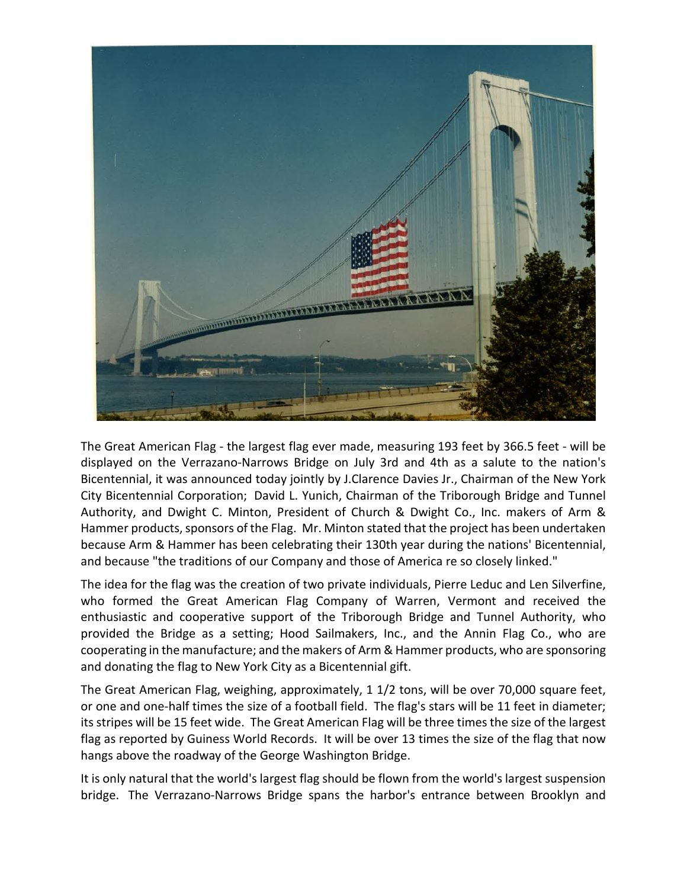The Great American Flag - the largest flag ever made, measuring 193 feet by 366.5 feet - will be displayed on the Verrazano-Narrows Bridge on July 3rd and 4th as a salute to the nation's Bicentennial, it was announced today jointly by J.Clarence Davies Jr., Chairman of the New York City Bicentennial Corporation; David L. Yunich, Chairman of the Triborough Bridge and Tunnel Authority, and Dwight C. Minton, President of Church & Dwight Co., Inc. makers of Arm & Hammer products, sponsors of the Flag. Mr. Minton stated that the project has been undertaken because Arm & Hammer has been celebrating their 130th year during the nations' Bicentennial, and because "the traditions of our Company and those of America re so closely linked."

The idea for the flag was the creation of two private individuals, Pierre Leduc and Len Silverfine, who formed the Great American Flag Company of Warren, Vermont and received the enthusiastic and cooperative support of the Triborough Bridge and Tunnel Authority, who provided the Bridge as a setting; Hood Sailmakers, Inc., and the Annin Flag Co., who are cooperating in the manufacture; and the makers of Arm & Hammer products, who are sponsoring and donating the flag to New York City as a Bicentennial gift.

The Great American Flag, weighing, approximately, 1 1/2 tons, will be over 70,000 square feet, or one and one-half times the size of a football field. The flag's stars will be 11 feet in diameter; its stripes will be 15 feet wide. The Great American Flag will be three times the size of the largest flag as reported by Guiness World Records. It will be over 13 times the size of the flag that now hangs above the roadway of the George Washington Bridge.

It is only natural that the world's largest flag should be flown from the world's largest suspension bridge. The Verrazano-Narrows Bridge spans the harbor's entrance between Brooklyn and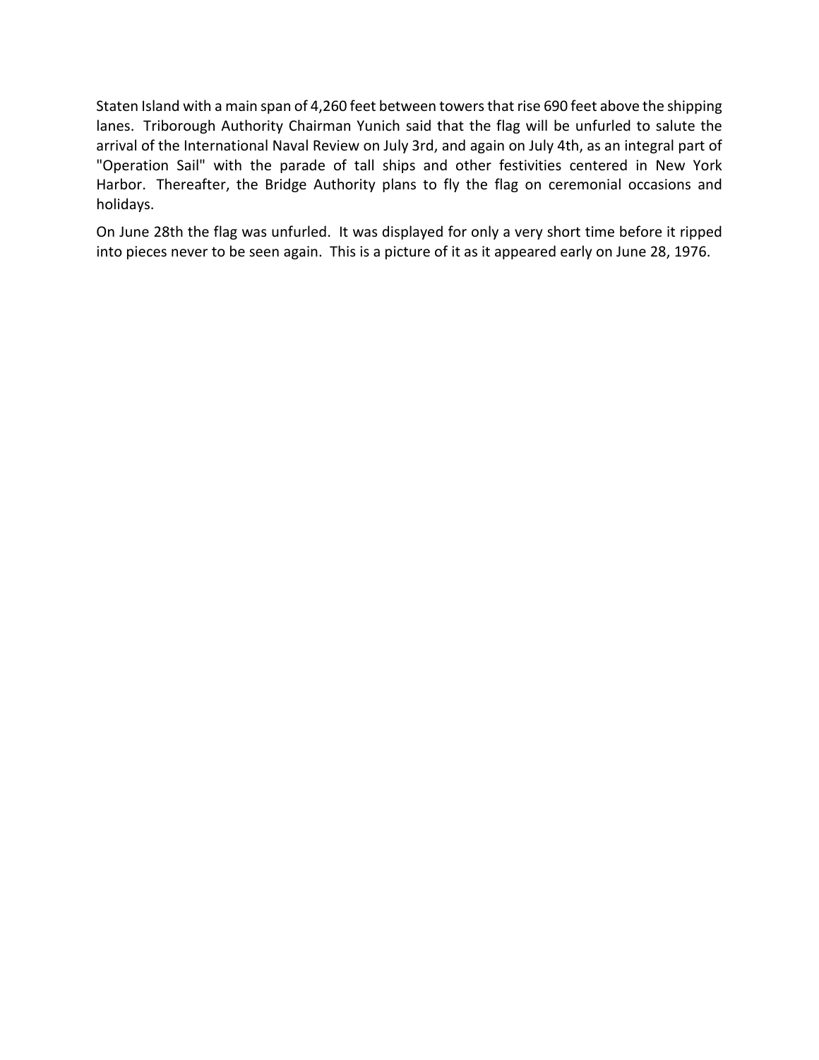Staten Island with a main span of 4,260 feet between towers that rise 690 feet above the shipping lanes. Triborough Authority Chairman Yunich said that the flag will be unfurled to salute the arrival of the International Naval Review on July 3rd, and again on July 4th, as an integral part of "Operation Sail" with the parade of tall ships and other festivities centered in New York Harbor. Thereafter, the Bridge Authority plans to fly the flag on ceremonial occasions and holidays.

On June 28th the flag was unfurled. It was displayed for only a very short time before it ripped into pieces never to be seen again. This is a picture of it as it appeared early on June 28, 1976.